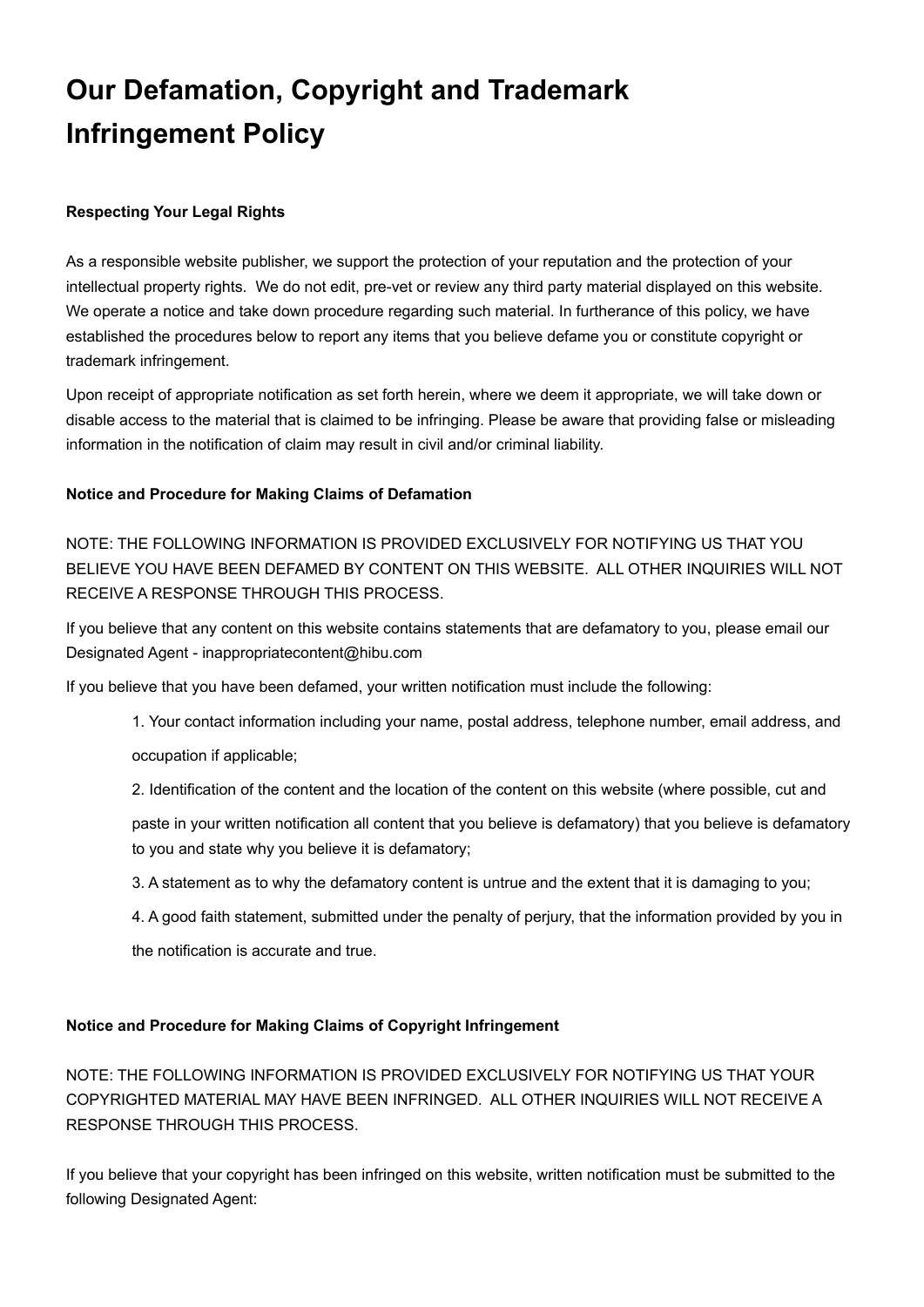# Our Defamation, Copyright and Trademark Infringement Policy

**Respecting Your Legal Rights**

As a responsible website publisher, we support the protection of your reputation and the protection of your intellectual property rights. We do not edit, pre-vet or review any third party material displayed on this website. We operate a notice and take down procedure regarding such material. In furtherance of this policy, we have established the procedures below to report any items that you believe defame you or constitute copyright or trademark infringement.

Upon receipt of appropriate notification as set forth herein, where we deem it appropriate, we will take down or disable access to the material that is claimed to be infringing. Please be aware that providing false or misleading information in the notification of claim may result in civil and/or criminal liability.

**Notice and Procedure for Making Claims of Defamation**

NOTE: THE FOLLOWING INFORMATION IS PROVIDED EXCLUSIVELY FOR NOTIFYING US THAT YOU BELIEVE YOU HAVE BEEN DEFAMED BY CONTENT ON THIS WEBSITE. ALL OTHER INQUIRIES WILL NOT RECEIVE A RESPONSE THROUGH THIS PROCESS.

If you believe that any content on this website contains statements that are defamatory to you, please email our Designated Agent - inappropriatecontent@hibu.com

If you believe that you have been defamed, your written notification must include the following:

1. Your contact information including your name, postal address, telephone number, email address, and occupation if applicable;
2. Identification of the content and the location of the content on this website (where possible, cut and paste in your written notification all content that you believe is defamatory) that you believe is defamatory to you and state why you believe it is defamatory;
3. A statement as to why the defamatory content is untrue and the extent that it is damaging to you;
4. A good faith statement, submitted under the penalty of perjury, that the information provided by you in the notification is accurate and true.

**Notice and Procedure for Making Claims of Copyright Infringement**

NOTE: THE FOLLOWING INFORMATION IS PROVIDED EXCLUSIVELY FOR NOTIFYING US THAT YOUR COPYRIGHTED MATERIAL MAY HAVE BEEN INFRINGED. ALL OTHER INQUIRIES WILL NOT RECEIVE A RESPONSE THROUGH THIS PROCESS.

If you believe that your copyright has been infringed on this website, written notification must be submitted to the following Designated Agent: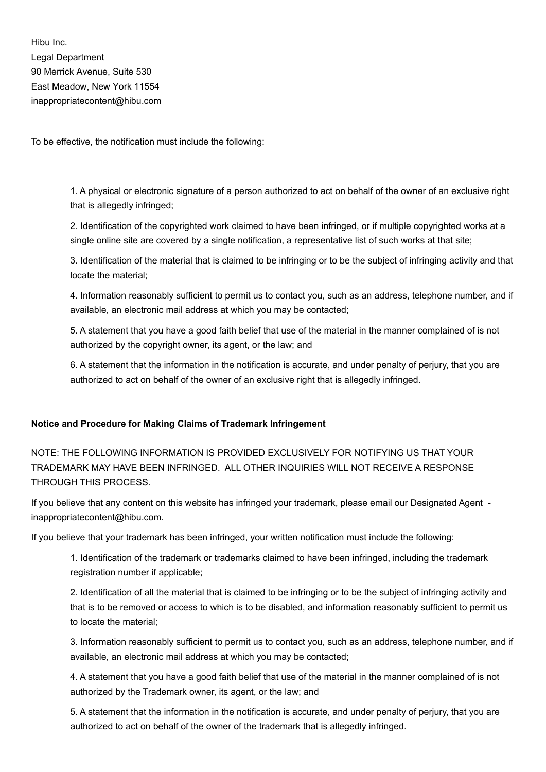Hibu Inc.
Legal Department
90 Merrick Avenue, Suite 530
East Meadow, New York 11554
inappropriatecontent@hibu.com

To be effective, the notification must include the following:

1. A physical or electronic signature of a person authorized to act on behalf of the owner of an exclusive right that is allegedly infringed;
2. Identification of the copyrighted work claimed to have been infringed, or if multiple copyrighted works at a single online site are covered by a single notification, a representative list of such works at that site;
3. Identification of the material that is claimed to be infringing or to be the subject of infringing activity and that locate the material;
4. Information reasonably sufficient to permit us to contact you, such as an address, telephone number, and if available, an electronic mail address at which you may be contacted;
5. A statement that you have a good faith belief that use of the material in the manner complained of is not authorized by the copyright owner, its agent, or the law; and
6. A statement that the information in the notification is accurate, and under penalty of perjury, that you are authorized to act on behalf of the owner of an exclusive right that is allegedly infringed.

**Notice and Procedure for Making Claims of Trademark Infringement**

NOTE: THE FOLLOWING INFORMATION IS PROVIDED EXCLUSIVELY FOR NOTIFYING US THAT YOUR TRADEMARK MAY HAVE BEEN INFRINGED. ALL OTHER INQUIRIES WILL NOT RECEIVE A RESPONSE THROUGH THIS PROCESS.

If you believe that any content on this website has infringed your trademark, please email our Designated Agent - inappropriatecontent@hibu.com.

If you believe that your trademark has been infringed, your written notification must include the following:

1. Identification of the trademark or trademarks claimed to have been infringed, including the trademark registration number if applicable;
2. Identification of all the material that is claimed to be infringing or to be the subject of infringing activity and that is to be removed or access to which is to be disabled, and information reasonably sufficient to permit us to locate the material;
3. Information reasonably sufficient to permit us to contact you, such as an address, telephone number, and if available, an electronic mail address at which you may be contacted;
4. A statement that you have a good faith belief that use of the material in the manner complained of is not authorized by the Trademark owner, its agent, or the law; and
5. A statement that the information in the notification is accurate, and under penalty of perjury, that you are authorized to act on behalf of the owner of the trademark that is allegedly infringed.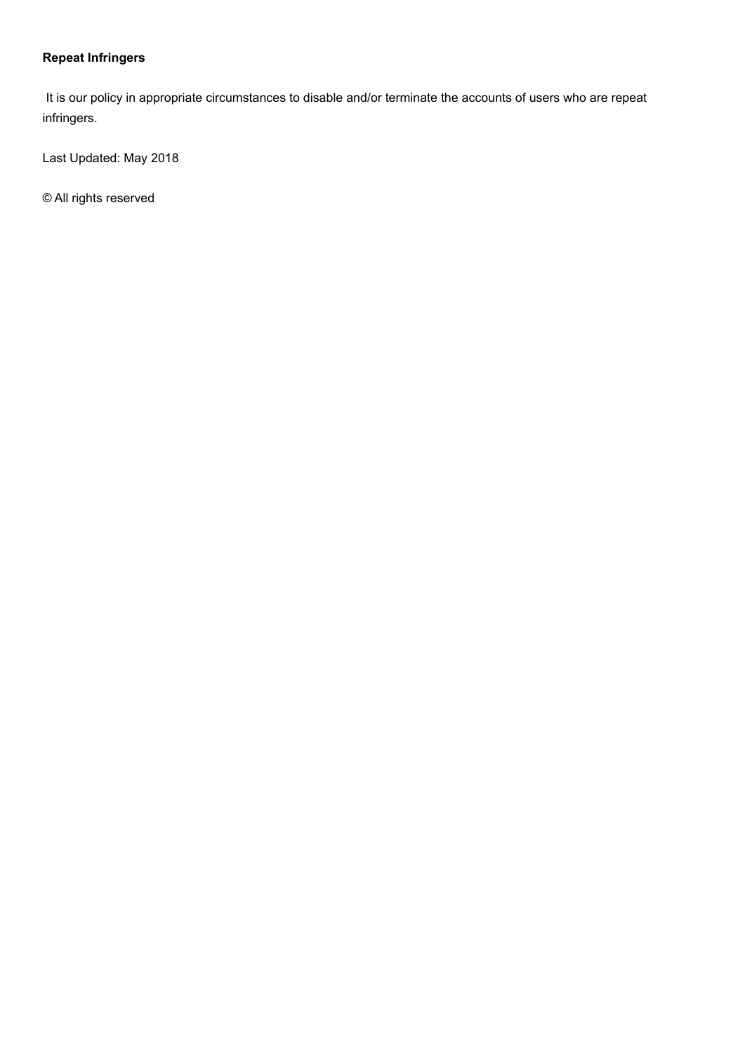**Repeat Infringers**

It is our policy in appropriate circumstances to disable and/or terminate the accounts of users who are repeat infringers.

Last Updated: May 2018

© All rights reserved